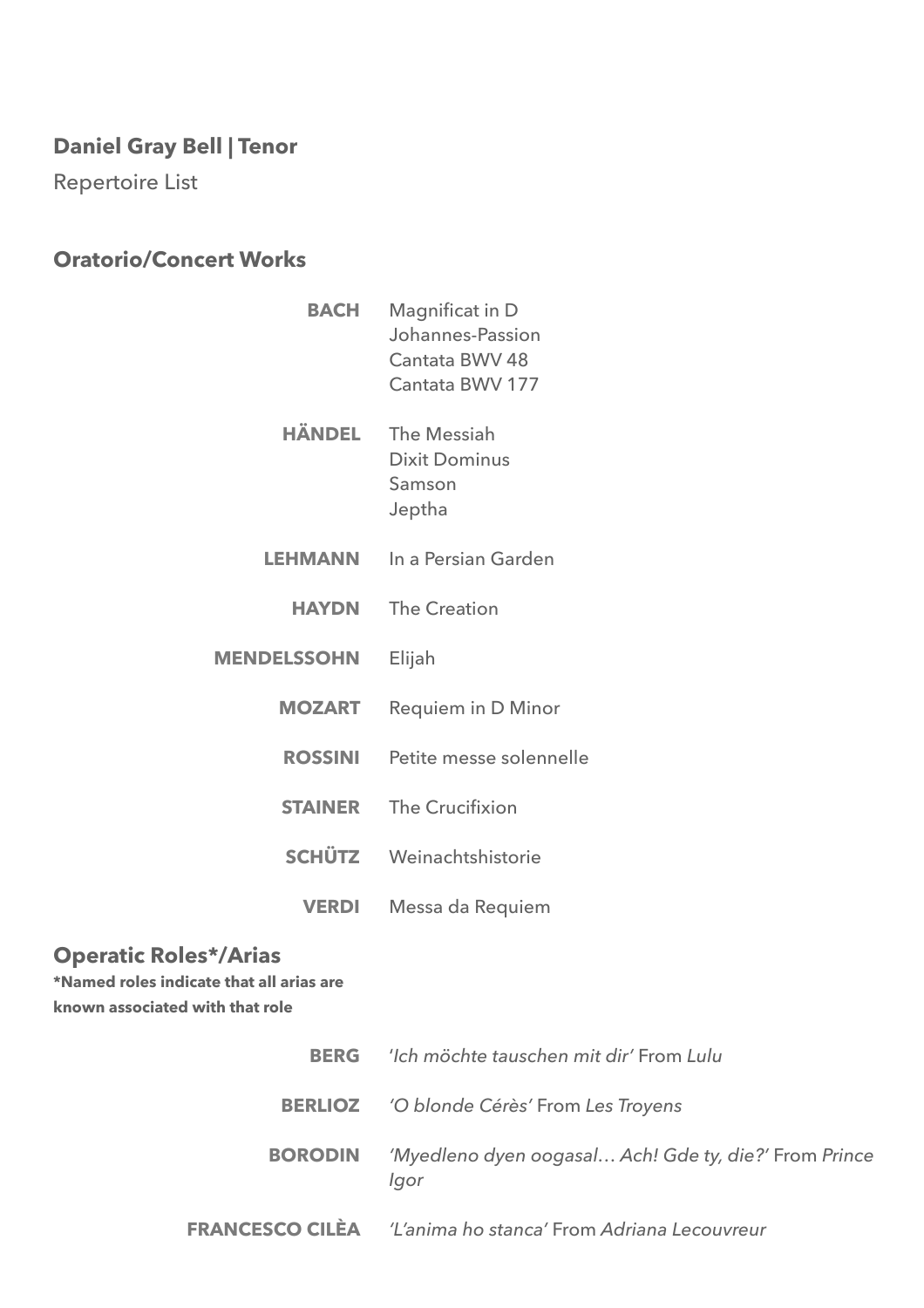# Daniel Gray Bell | Tenor

Repertoire List

## Oratorio/Concert Works

**BACH**
Magnificat in D
Johannes-Passion
Cantata BWV 48
Cantata BWV 177

**HÄNDEL**
The Messiah
Dixit Dominus
Samson
Jeptha

**LEHMANN**
In a Persian Garden

**HAYDN**
The Creation

**MENDELSSOHN**
Elijah

**MOZART**
Requiem in D Minor

**ROSSINI**
Petite messe solennelle

**STAINER**
The Crucifixion

**SCHÜTZ**
Weinachtshistorie

**VERDI**
Messa da Requiem

## Operatic Roles*/Arias

**\*Named roles indicate that all arias are known associated with that role**

**BERG**
*'Ich möchte tauschen mit dir'* From *Lulu*

**BERLIOZ**
*'O blonde Cérès'* From *Les Troyens*

**BORODIN**
*'Myedleno dyen oogasal… Ach! Gde ty, die?'* From *Prince Igor*

**FRANCESCO CILÈA**
*'L'anima ho stanca'* From *Adriana Lecouvreur*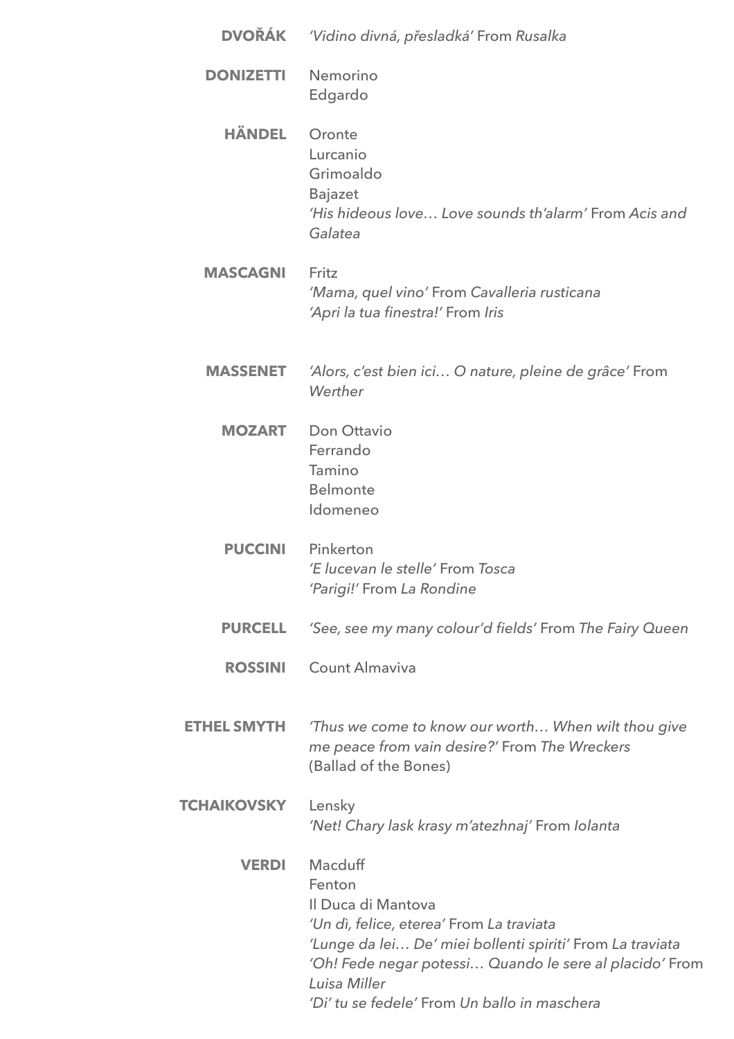**DVOŘÁK** *'Vidino divná, přesladká'* From *Rusalka*

**DONIZETTI** Nemorino
Edgardo

**HÄNDEL** Oronte
Lurcanio
Grimoaldo
Bajazet
*'His hideous love… Love sounds th'alarm'* From *Acis and Galatea*

**MASCAGNI** Fritz
*'Mama, quel vino'* From *Cavalleria rusticana*
*'Apri la tua finestra!'* From *Iris*

**MASSENET** *'Alors, c'est bien ici… O nature, pleine de grâce'* From *Werther*

**MOZART** Don Ottavio
Ferrando
Tamino
Belmonte
Idomeneo

**PUCCINI** Pinkerton
*'E lucevan le stelle'* From *Tosca*
*'Parigi!'* From *La Rondine*

**PURCELL** *'See, see my many colour'd fields'* From *The Fairy Queen*

**ROSSINI** Count Almaviva

**ETHEL SMYTH** *'Thus we come to know our worth… When wilt thou give me peace from vain desire?'* From *The Wreckers*
(Ballad of the Bones)

**TCHAIKOVSKY** Lensky
*'Net! Chary lask krasy m'atezhnaj'* From *Iolanta*

**VERDI** Macduff
Fenton
Il Duca di Mantova
*'Un dì, felice, eterea'* From *La traviata*
*'Lunge da lei… De' miei bollenti spiriti'* From *La traviata*
*'Oh! Fede negar potessi… Quando le sere al placido'* From *Luisa Miller*
*'Di' tu se fedele'* From *Un ballo in maschera*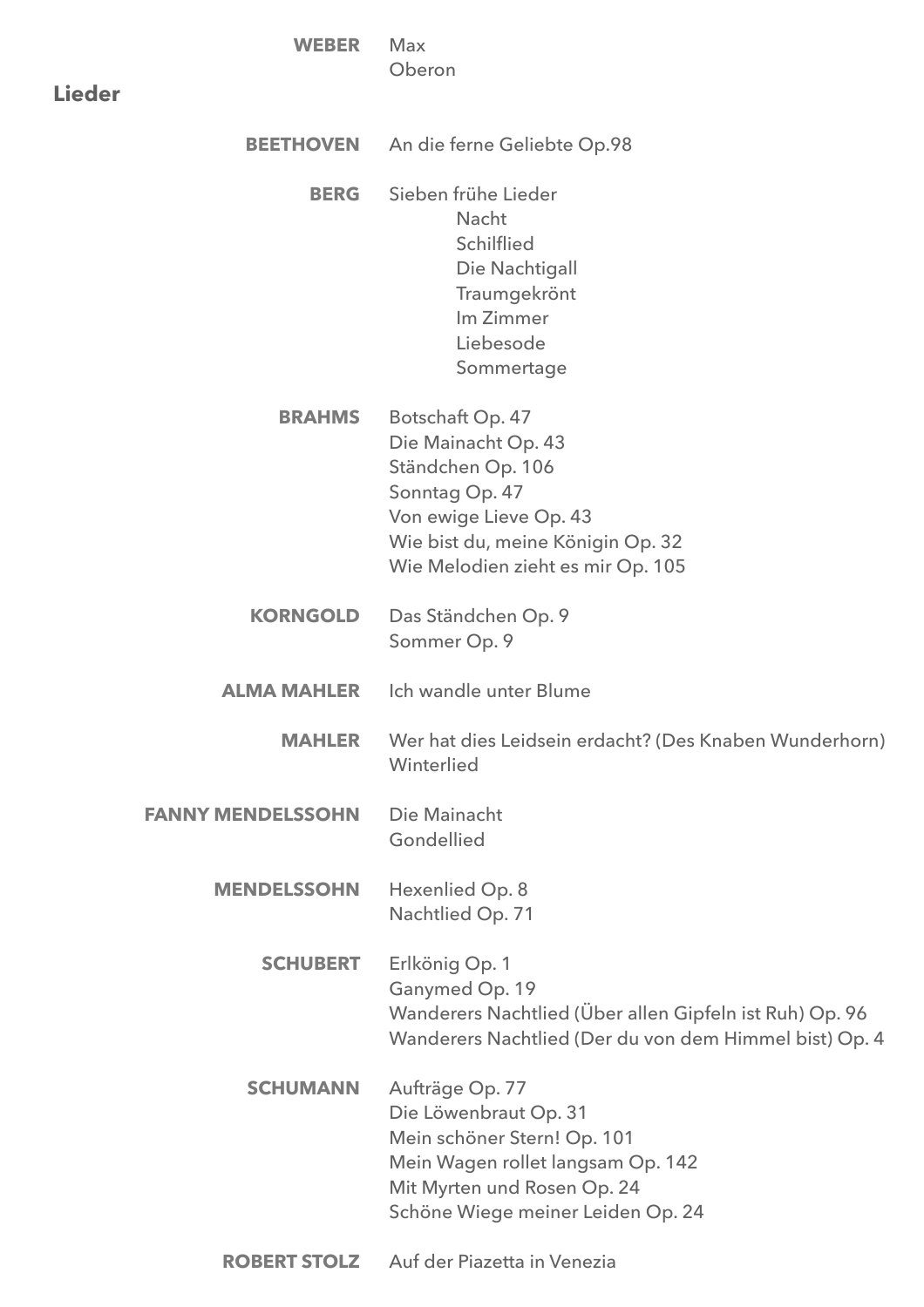**WEBER** Max
Oberon

## Lieder

**BEETHOVEN** An die ferne Geliebte Op.98

**BERG** Sieben frühe Lieder
- Nacht
- Schilflied
- Die Nachtigall
- Traumgekrönt
- Im Zimmer
- Liebesode
- Sommertage

**BRAHMS**
Botschaft Op. 47
Die Mainacht Op. 43
Ständchen Op. 106
Sonntag Op. 47
Von ewige Lieve Op. 43
Wie bist du, meine Königin Op. 32
Wie Melodien zieht es mir Op. 105

**KORNGOLD**
Das Ständchen Op. 9
Sommer Op. 9

**ALMA MAHLER** Ich wandle unter Blume

**MAHLER**
Wer hat dies Leidsein erdacht? (Des Knaben Wunderhorn)
Winterlied

**FANNY MENDELSSOHN**
Die Mainacht
Gondellied

**MENDELSSOHN**
Hexenlied Op. 8
Nachtlied Op. 71

**SCHUBERT**
Erlkönig Op. 1
Ganymed Op. 19
Wanderers Nachtlied (Über allen Gipfeln ist Ruh) Op. 96
Wanderers Nachtlied (Der du von dem Himmel bist) Op. 4

**SCHUMANN**
Aufträge Op. 77
Die Löwenbraut Op. 31
Mein schöner Stern! Op. 101
Mein Wagen rollet langsam Op. 142
Mit Myrten und Rosen Op. 24
Schöne Wiege meiner Leiden Op. 24

**ROBERT STOLZ** Auf der Piazetta in Venezia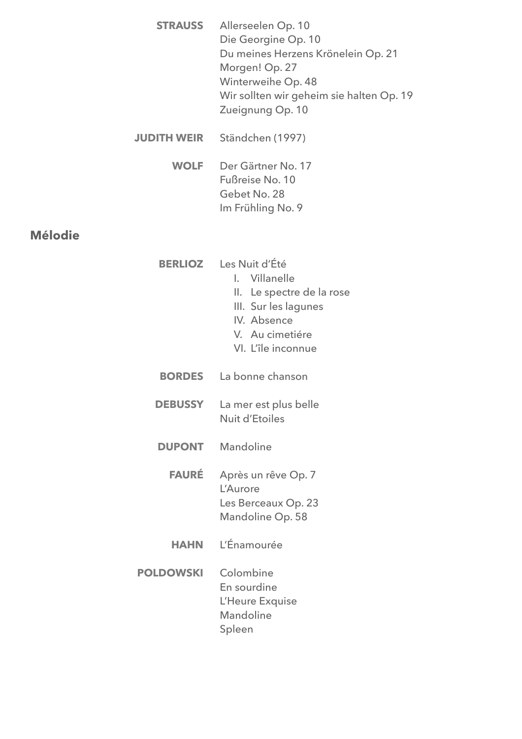**STRAUSS**
Allerseelen Op. 10
Die Georgine Op. 10
Du meines Herzens Krönelein Op. 21
Morgen! Op. 27
Winterweihe Op. 48
Wir sollten wir geheim sie halten Op. 19
Zueignung Op. 10

**JUDITH WEIR**
Ständchen (1997)

**WOLF**
Der Gärtner No. 17
Fußreise No. 10
Gebet No. 28
Im Frühling No. 9

## Mélodie

**BERLIOZ**
Les Nuit d'Été

I. Villanelle
II. Le spectre de la rose
III. Sur les lagunes
IV. Absence
V. Au cimetiére
VI. L'île inconnue

**BORDES**
La bonne chanson

**DEBUSSY**
La mer est plus belle
Nuit d'Etoiles

**DUPONT**
Mandoline

**FAURÉ**
Après un rêve Op. 7
L'Aurore
Les Berceaux Op. 23
Mandoline Op. 58

**HAHN**
L'Énamourée

**POLDOWSKI**
Colombine
En sourdine
L'Heure Exquise
Mandoline
Spleen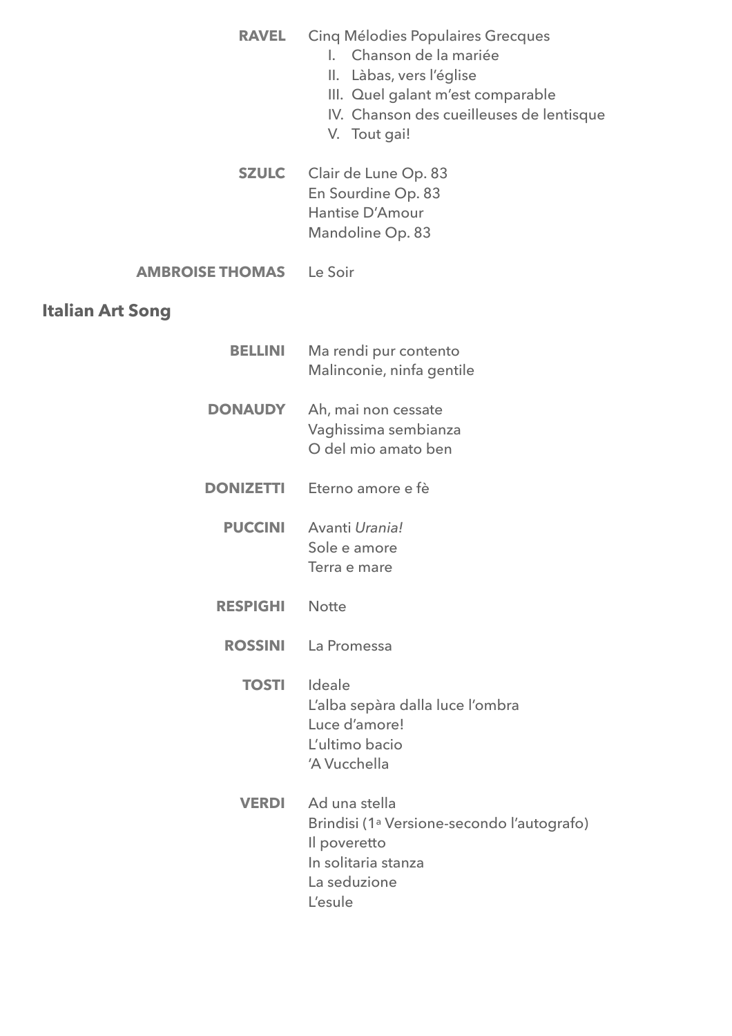**RAVEL** Cinq Mélodies Populaires Grecques

1. Chanson de la mariée
2. Làbas, vers l'église
3. Quel galant m'est comparable
4. Chanson des cueilleuses de lentisque
5. Tout gai!

**SZULC** Clair de Lune Op. 83
En Sourdine Op. 83
Hantise D'Amour
Mandoline Op. 83

**AMBROISE THOMAS** Le Soir

## Italian Art Song

**BELLINI** Ma rendi pur contento
Malinconie, ninfa gentile

**DONAUDY** Ah, mai non cessate
Vaghissima sembianza
O del mio amato ben

**DONIZETTI** Eterno amore e fè

**PUCCINI** Avanti *Urania!*
Sole e amore
Terra e mare

**RESPIGHI** Notte

**ROSSINI** La Promessa

**TOSTI** Ideale
L'alba sepàra dalla luce l'ombra
Luce d'amore!
L'ultimo bacio
'A Vucchella

**VERDI** Ad una stella
Brindisi (1ª Versione-secondo l'autografo)
Il poveretto
In solitaria stanza
La seduzione
L'esule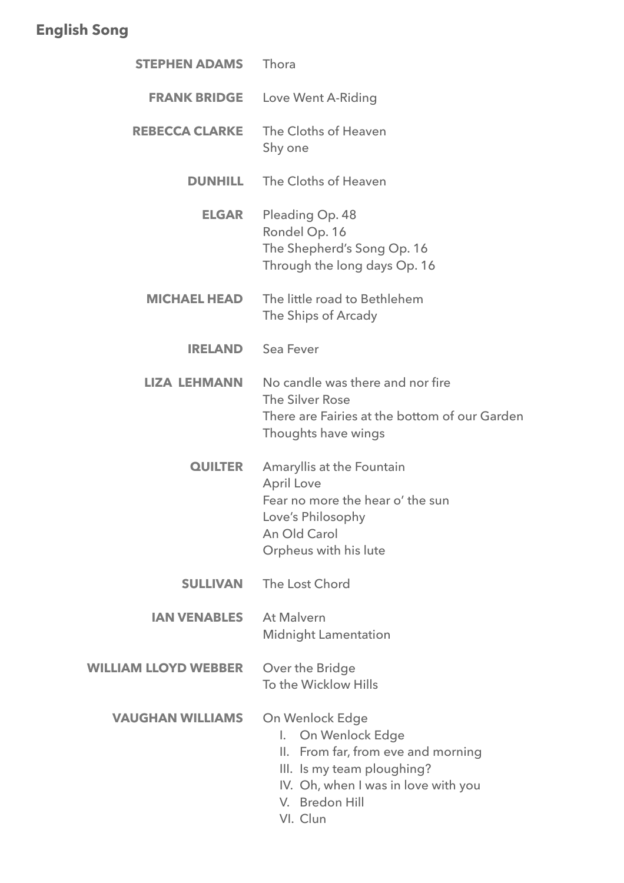## English Song

**STEPHEN ADAMS**
Thora

**FRANK BRIDGE**
Love Went A-Riding

**REBECCA CLARKE**
The Cloths of Heaven
Shy one

**DUNHILL**
The Cloths of Heaven

**ELGAR**
Pleading Op. 48
Rondel Op. 16
The Shepherd's Song Op. 16
Through the long days Op. 16

**MICHAEL HEAD**
The little road to Bethlehem
The Ships of Arcady

**IRELAND**
Sea Fever

**LIZA LEHMANN**
No candle was there and nor fire
The Silver Rose
There are Fairies at the bottom of our Garden
Thoughts have wings

**QUILTER**
Amaryllis at the Fountain
April Love
Fear no more the hear o' the sun
Love's Philosophy
An Old Carol
Orpheus with his lute

**SULLIVAN**
The Lost Chord

**IAN VENABLES**
At Malvern
Midnight Lamentation

**WILLIAM LLOYD WEBBER**
Over the Bridge
To the Wicklow Hills

**VAUGHAN WILLIAMS**
On Wenlock Edge

I. On Wenlock Edge
II. From far, from eve and morning
III. Is my team ploughing?
IV. Oh, when I was in love with you
V. Bredon Hill
VI. Clun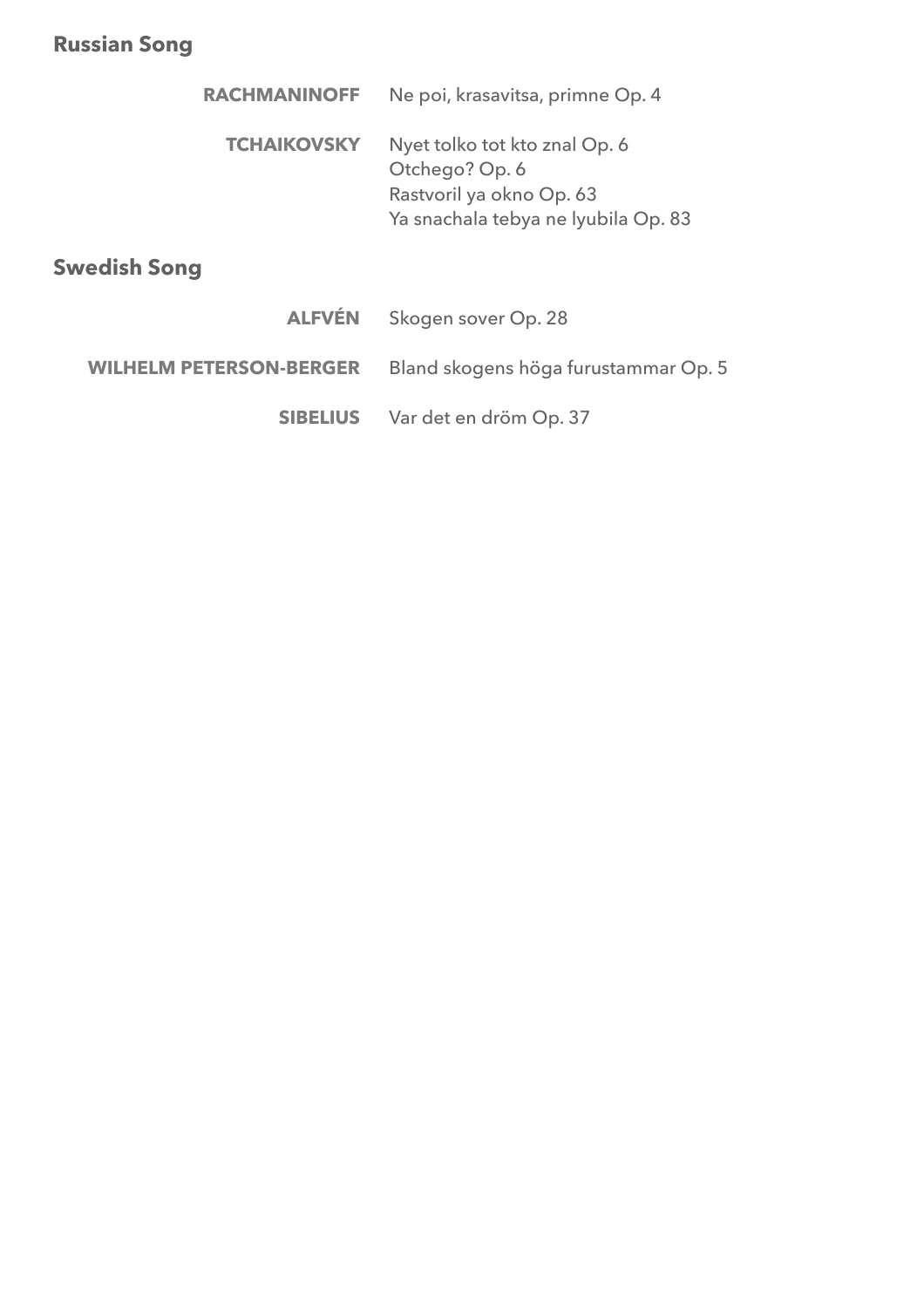## Russian Song

**RACHMANINOFF** Ne poi, krasavitsa, primne Op. 4

**TCHAIKOVSKY** Nyet tolko tot kto znal Op. 6
Otchego? Op. 6
Rastvoril ya okno Op. 63
Ya snachala tebya ne lyubila Op. 83

## Swedish Song

**ALFVÉN** Skogen sover Op. 28

**WILHELM PETERSON-BERGER** Bland skogens höga furustammar Op. 5

**SIBELIUS** Var det en dröm Op. 37